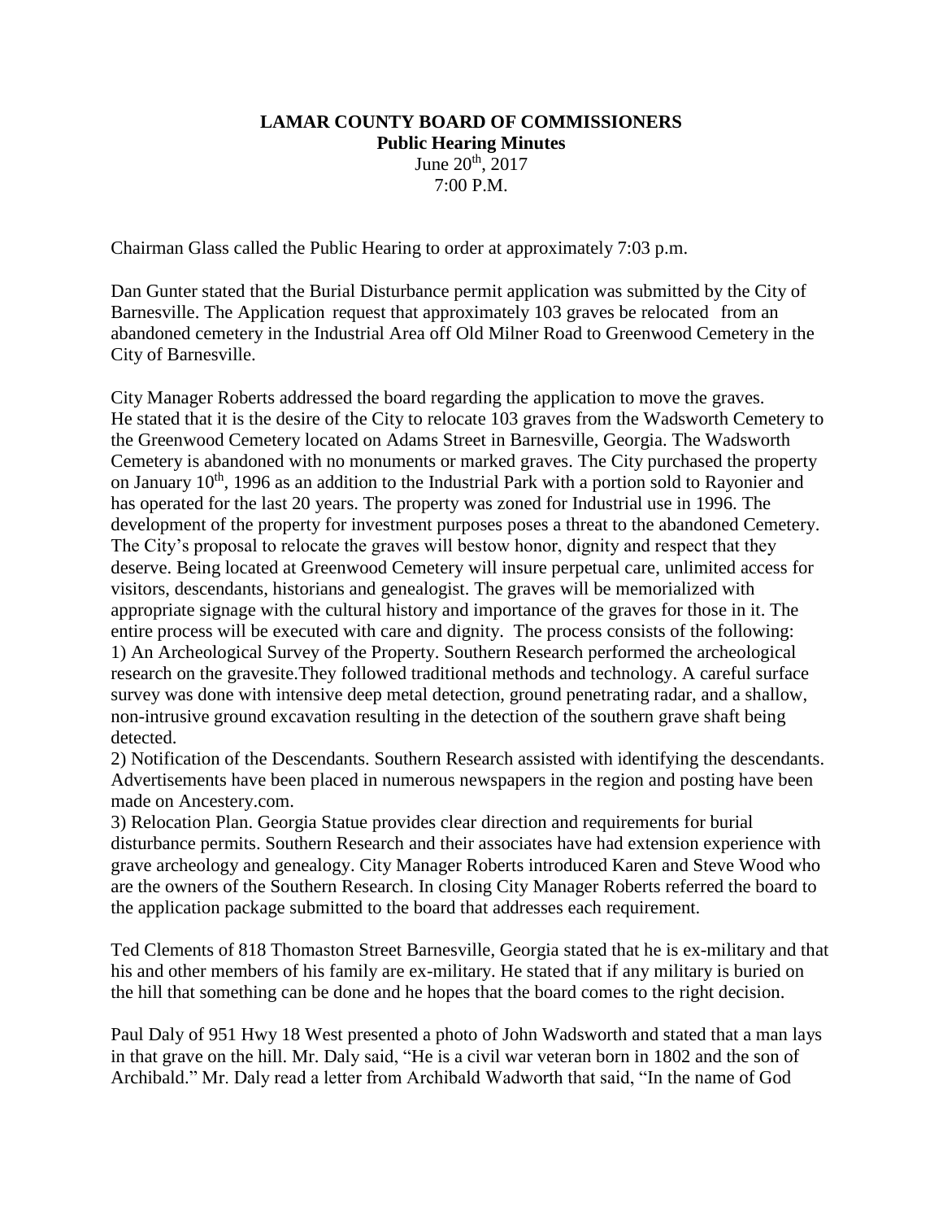# LAMAR COUNTY BOARD OF COMMISSIONERS

## Public Hearing Minutes

June 20th, 2017
7:00 P.M.

Chairman Glass called the Public Hearing to order at approximately 7:03 p.m.

Dan Gunter stated that the Burial Disturbance permit application was submitted by the City of Barnesville. The Application request that approximately 103 graves be relocated from an abandoned cemetery in the Industrial Area off Old Milner Road to Greenwood Cemetery in the City of Barnesville.

City Manager Roberts addressed the board regarding the application to move the graves. He stated that it is the desire of the City to relocate 103 graves from the Wadsworth Cemetery to the Greenwood Cemetery located on Adams Street in Barnesville, Georgia. The Wadsworth Cemetery is abandoned with no monuments or marked graves. The City purchased the property on January 10th, 1996 as an addition to the Industrial Park with a portion sold to Rayonier and has operated for the last 20 years. The property was zoned for Industrial use in 1996. The development of the property for investment purposes poses a threat to the abandoned Cemetery. The City's proposal to relocate the graves will bestow honor, dignity and respect that they deserve. Being located at Greenwood Cemetery will insure perpetual care, unlimited access for visitors, descendants, historians and genealogist. The graves will be memorialized with appropriate signage with the cultural history and importance of the graves for those in it. The entire process will be executed with care and dignity. The process consists of the following:
1) An Archeological Survey of the Property. Southern Research performed the archeological research on the gravesite.They followed traditional methods and technology. A careful surface survey was done with intensive deep metal detection, ground penetrating radar, and a shallow, non-intrusive ground excavation resulting in the detection of the southern grave shaft being detected.
2) Notification of the Descendants. Southern Research assisted with identifying the descendants. Advertisements have been placed in numerous newspapers in the region and posting have been made on Ancestery.com.
3) Relocation Plan. Georgia Statue provides clear direction and requirements for burial disturbance permits. Southern Research and their associates have had extension experience with grave archeology and genealogy. City Manager Roberts introduced Karen and Steve Wood who are the owners of the Southern Research. In closing City Manager Roberts referred the board to the application package submitted to the board that addresses each requirement.

Ted Clements of 818 Thomaston Street Barnesville, Georgia stated that he is ex-military and that his and other members of his family are ex-military. He stated that if any military is buried on the hill that something can be done and he hopes that the board comes to the right decision.

Paul Daly of 951 Hwy 18 West presented a photo of John Wadsworth and stated that a man lays in that grave on the hill. Mr. Daly said, "He is a civil war veteran born in 1802 and the son of Archibald." Mr. Daly read a letter from Archibald Wadworth that said, "In the name of God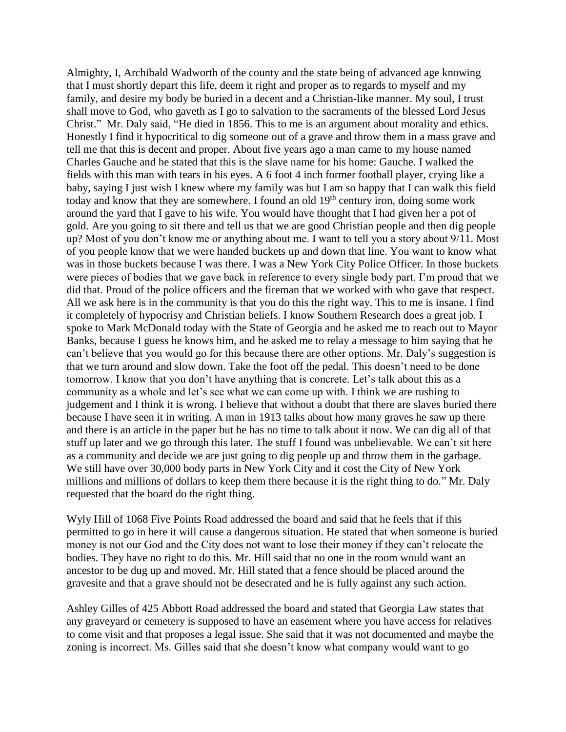Almighty, I, Archibald Wadworth of the county and the state being of advanced age knowing that I must shortly depart this life, deem it right and proper as to regards to myself and my family, and desire my body be buried in a decent and a Christian-like manner. My soul, I trust shall move to God, who gaveth as I go to salvation to the sacraments of the blessed Lord Jesus Christ." Mr. Daly said, "He died in 1856. This to me is an argument about morality and ethics. Honestly I find it hypocritical to dig someone out of a grave and throw them in a mass grave and tell me that this is decent and proper. About five years ago a man came to my house named Charles Gauche and he stated that this is the slave name for his home: Gauche. I walked the fields with this man with tears in his eyes. A 6 foot 4 inch former football player, crying like a baby, saying I just wish I knew where my family was but I am so happy that I can walk this field today and know that they are somewhere. I found an old 19th century iron, doing some work around the yard that I gave to his wife. You would have thought that I had given her a pot of gold. Are you going to sit there and tell us that we are good Christian people and then dig people up? Most of you don't know me or anything about me. I want to tell you a story about 9/11. Most of you people know that we were handed buckets up and down that line. You want to know what was in those buckets because I was there. I was a New York City Police Officer. In those buckets were pieces of bodies that we gave back in reference to every single body part. I'm proud that we did that. Proud of the police officers and the fireman that we worked with who gave that respect. All we ask here is in the community is that you do this the right way. This to me is insane. I find it completely of hypocrisy and Christian beliefs. I know Southern Research does a great job. I spoke to Mark McDonald today with the State of Georgia and he asked me to reach out to Mayor Banks, because I guess he knows him, and he asked me to relay a message to him saying that he can't believe that you would go for this because there are other options. Mr. Daly's suggestion is that we turn around and slow down. Take the foot off the pedal. This doesn't need to be done tomorrow. I know that you don't have anything that is concrete. Let's talk about this as a community as a whole and let's see what we can come up with. I think we are rushing to judgement and I think it is wrong. I believe that without a doubt that there are slaves buried there because I have seen it in writing. A man in 1913 talks about how many graves he saw up there and there is an article in the paper but he has no time to talk about it now. We can dig all of that stuff up later and we go through this later. The stuff I found was unbelievable. We can't sit here as a community and decide we are just going to dig people up and throw them in the garbage. We still have over 30,000 body parts in New York City and it cost the City of New York millions and millions of dollars to keep them there because it is the right thing to do." Mr. Daly requested that the board do the right thing.

Wyly Hill of 1068 Five Points Road addressed the board and said that he feels that if this permitted to go in here it will cause a dangerous situation. He stated that when someone is buried money is not our God and the City does not want to lose their money if they can't relocate the bodies. They have no right to do this. Mr. Hill said that no one in the room would want an ancestor to be dug up and moved. Mr. Hill stated that a fence should be placed around the gravesite and that a grave should not be desecrated and he is fully against any such action.

Ashley Gilles of 425 Abbott Road addressed the board and stated that Georgia Law states that any graveyard or cemetery is supposed to have an easement where you have access for relatives to come visit and that proposes a legal issue. She said that it was not documented and maybe the zoning is incorrect. Ms. Gilles said that she doesn't know what company would want to go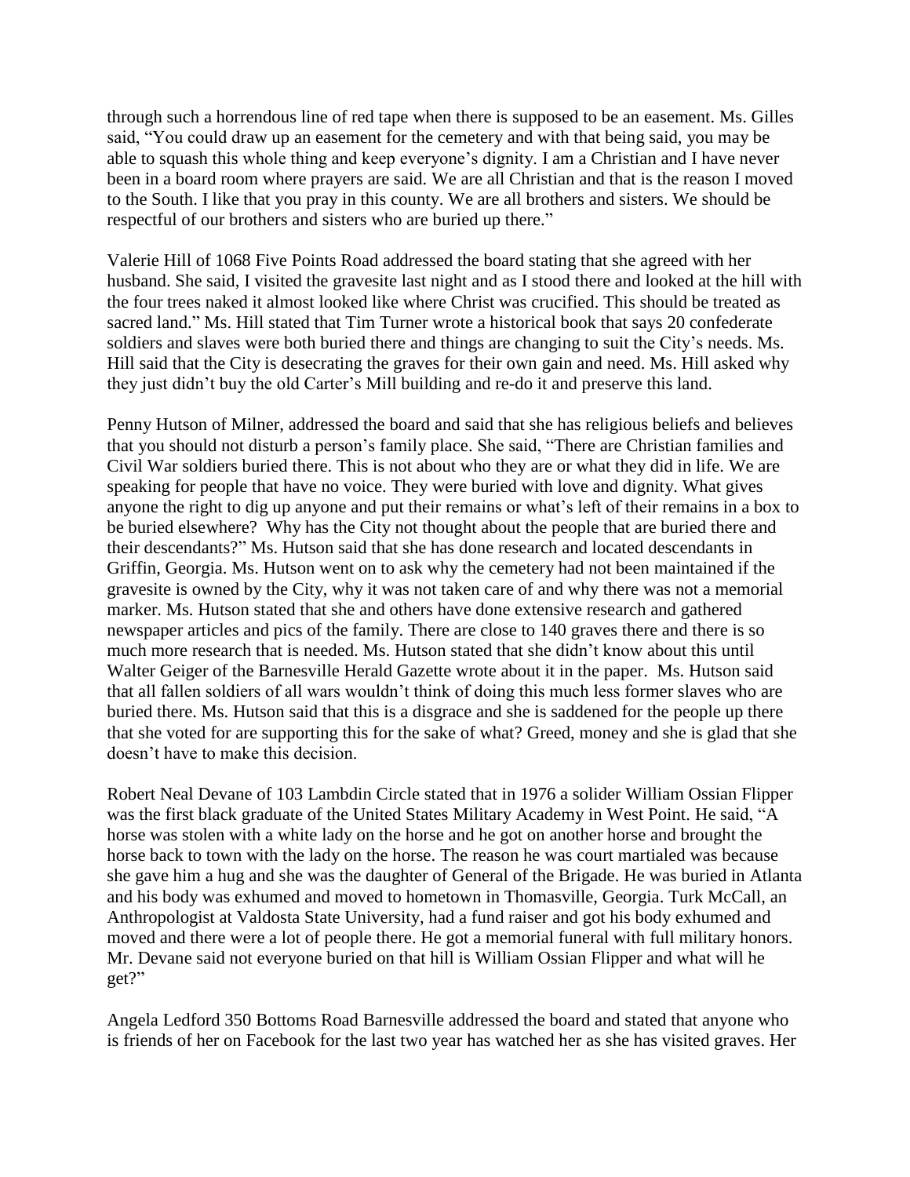through such a horrendous line of red tape when there is supposed to be an easement. Ms. Gilles said, "You could draw up an easement for the cemetery and with that being said, you may be able to squash this whole thing and keep everyone's dignity. I am a Christian and I have never been in a board room where prayers are said. We are all Christian and that is the reason I moved to the South. I like that you pray in this county. We are all brothers and sisters. We should be respectful of our brothers and sisters who are buried up there."

Valerie Hill of 1068 Five Points Road addressed the board stating that she agreed with her husband. She said, I visited the gravesite last night and as I stood there and looked at the hill with the four trees naked it almost looked like where Christ was crucified. This should be treated as sacred land." Ms. Hill stated that Tim Turner wrote a historical book that says 20 confederate soldiers and slaves were both buried there and things are changing to suit the City's needs. Ms. Hill said that the City is desecrating the graves for their own gain and need. Ms. Hill asked why they just didn't buy the old Carter's Mill building and re-do it and preserve this land.

Penny Hutson of Milner, addressed the board and said that she has religious beliefs and believes that you should not disturb a person's family place. She said, "There are Christian families and Civil War soldiers buried there. This is not about who they are or what they did in life. We are speaking for people that have no voice. They were buried with love and dignity. What gives anyone the right to dig up anyone and put their remains or what's left of their remains in a box to be buried elsewhere? Why has the City not thought about the people that are buried there and their descendants?" Ms. Hutson said that she has done research and located descendants in Griffin, Georgia. Ms. Hutson went on to ask why the cemetery had not been maintained if the gravesite is owned by the City, why it was not taken care of and why there was not a memorial marker. Ms. Hutson stated that she and others have done extensive research and gathered newspaper articles and pics of the family. There are close to 140 graves there and there is so much more research that is needed. Ms. Hutson stated that she didn't know about this until Walter Geiger of the Barnesville Herald Gazette wrote about it in the paper. Ms. Hutson said that all fallen soldiers of all wars wouldn't think of doing this much less former slaves who are buried there. Ms. Hutson said that this is a disgrace and she is saddened for the people up there that she voted for are supporting this for the sake of what? Greed, money and she is glad that she doesn't have to make this decision.

Robert Neal Devane of 103 Lambdin Circle stated that in 1976 a solider William Ossian Flipper was the first black graduate of the United States Military Academy in West Point. He said, "A horse was stolen with a white lady on the horse and he got on another horse and brought the horse back to town with the lady on the horse. The reason he was court martialed was because she gave him a hug and she was the daughter of General of the Brigade. He was buried in Atlanta and his body was exhumed and moved to hometown in Thomasville, Georgia. Turk McCall, an Anthropologist at Valdosta State University, had a fund raiser and got his body exhumed and moved and there were a lot of people there. He got a memorial funeral with full military honors. Mr. Devane said not everyone buried on that hill is William Ossian Flipper and what will he get?"

Angela Ledford 350 Bottoms Road Barnesville addressed the board and stated that anyone who is friends of her on Facebook for the last two year has watched her as she has visited graves. Her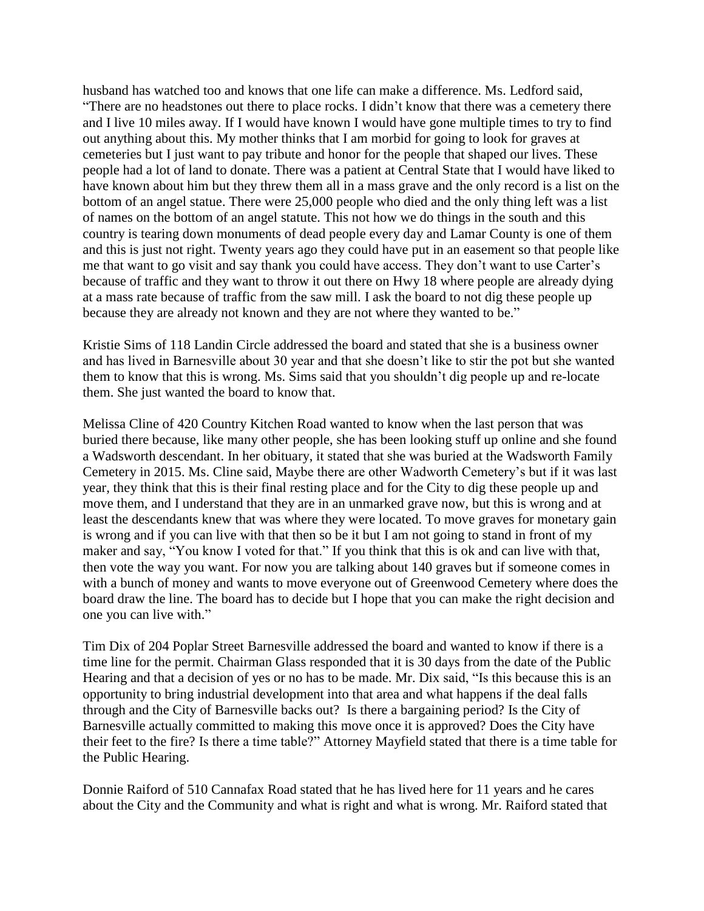husband has watched too and knows that one life can make a difference. Ms. Ledford said, "There are no headstones out there to place rocks. I didn't know that there was a cemetery there and I live 10 miles away. If I would have known I would have gone multiple times to try to find out anything about this. My mother thinks that I am morbid for going to look for graves at cemeteries but I just want to pay tribute and honor for the people that shaped our lives. These people had a lot of land to donate. There was a patient at Central State that I would have liked to have known about him but they threw them all in a mass grave and the only record is a list on the bottom of an angel statue. There were 25,000 people who died and the only thing left was a list of names on the bottom of an angel statute. This not how we do things in the south and this country is tearing down monuments of dead people every day and Lamar County is one of them and this is just not right. Twenty years ago they could have put in an easement so that people like me that want to go visit and say thank you could have access. They don't want to use Carter's because of traffic and they want to throw it out there on Hwy 18 where people are already dying at a mass rate because of traffic from the saw mill. I ask the board to not dig these people up because they are already not known and they are not where they wanted to be."

Kristie Sims of 118 Landin Circle addressed the board and stated that she is a business owner and has lived in Barnesville about 30 year and that she doesn't like to stir the pot but she wanted them to know that this is wrong. Ms. Sims said that you shouldn't dig people up and re-locate them. She just wanted the board to know that.

Melissa Cline of 420 Country Kitchen Road wanted to know when the last person that was buried there because, like many other people, she has been looking stuff up online and she found a Wadsworth descendant. In her obituary, it stated that she was buried at the Wadsworth Family Cemetery in 2015. Ms. Cline said, Maybe there are other Wadworth Cemetery's but if it was last year, they think that this is their final resting place and for the City to dig these people up and move them, and I understand that they are in an unmarked grave now, but this is wrong and at least the descendants knew that was where they were located. To move graves for monetary gain is wrong and if you can live with that then so be it but I am not going to stand in front of my maker and say, "You know I voted for that." If you think that this is ok and can live with that, then vote the way you want. For now you are talking about 140 graves but if someone comes in with a bunch of money and wants to move everyone out of Greenwood Cemetery where does the board draw the line. The board has to decide but I hope that you can make the right decision and one you can live with."

Tim Dix of 204 Poplar Street Barnesville addressed the board and wanted to know if there is a time line for the permit. Chairman Glass responded that it is 30 days from the date of the Public Hearing and that a decision of yes or no has to be made. Mr. Dix said, "Is this because this is an opportunity to bring industrial development into that area and what happens if the deal falls through and the City of Barnesville backs out? Is there a bargaining period? Is the City of Barnesville actually committed to making this move once it is approved? Does the City have their feet to the fire? Is there a time table?" Attorney Mayfield stated that there is a time table for the Public Hearing.

Donnie Raiford of 510 Cannafax Road stated that he has lived here for 11 years and he cares about the City and the Community and what is right and what is wrong. Mr. Raiford stated that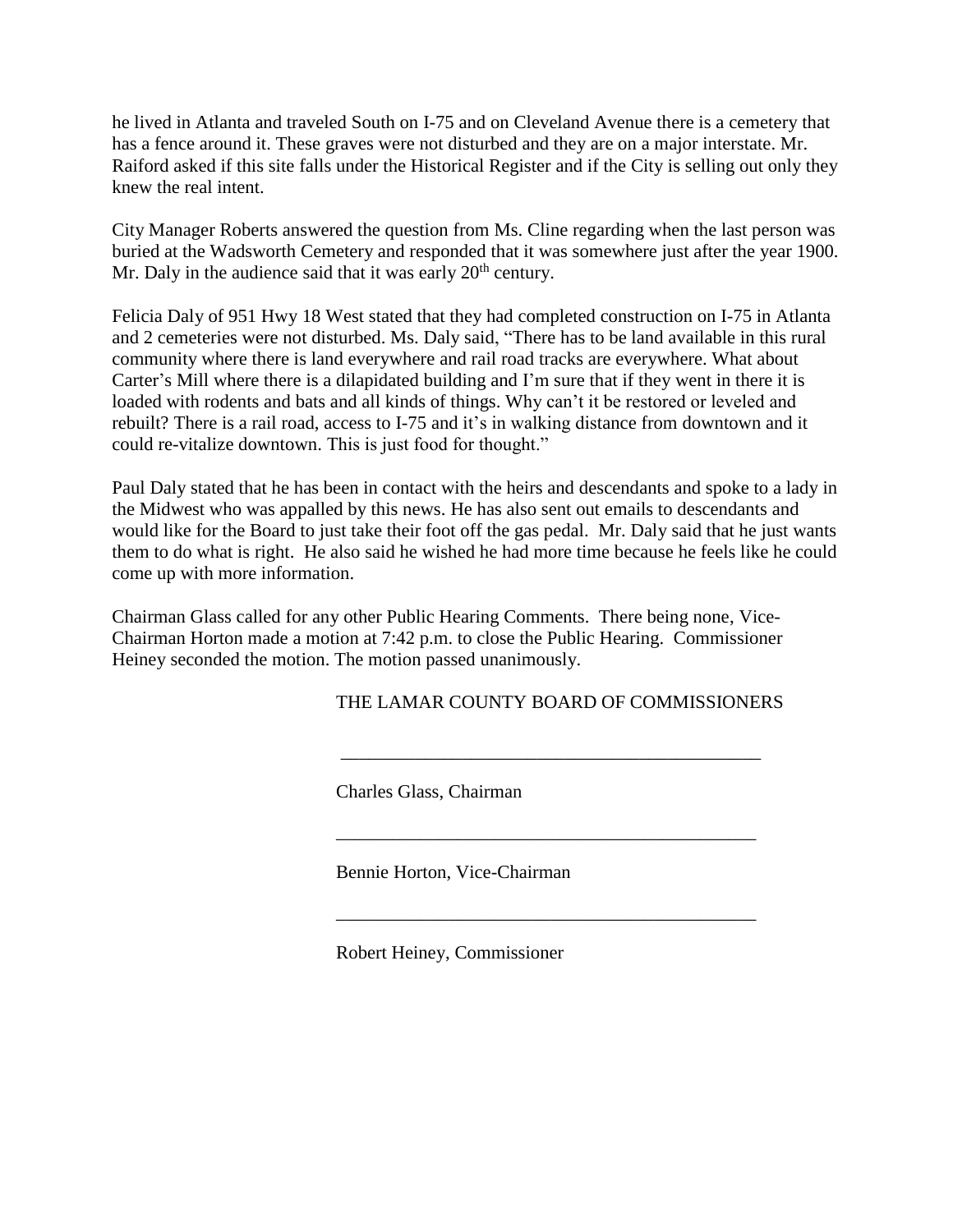he lived in Atlanta and traveled South on I-75 and on Cleveland Avenue there is a cemetery that has a fence around it. These graves were not disturbed and they are on a major interstate. Mr. Raiford asked if this site falls under the Historical Register and if the City is selling out only they knew the real intent.

City Manager Roberts answered the question from Ms. Cline regarding when the last person was buried at the Wadsworth Cemetery and responded that it was somewhere just after the year 1900. Mr. Daly in the audience said that it was early 20th century.

Felicia Daly of 951 Hwy 18 West stated that they had completed construction on I-75 in Atlanta and 2 cemeteries were not disturbed. Ms. Daly said, "There has to be land available in this rural community where there is land everywhere and rail road tracks are everywhere. What about Carter's Mill where there is a dilapidated building and I'm sure that if they went in there it is loaded with rodents and bats and all kinds of things. Why can't it be restored or leveled and rebuilt? There is a rail road, access to I-75 and it's in walking distance from downtown and it could re-vitalize downtown. This is just food for thought."

Paul Daly stated that he has been in contact with the heirs and descendants and spoke to a lady in the Midwest who was appalled by this news. He has also sent out emails to descendants and would like for the Board to just take their foot off the gas pedal. Mr. Daly said that he just wants them to do what is right. He also said he wished he had more time because he feels like he could come up with more information.

Chairman Glass called for any other Public Hearing Comments. There being none, Vice-Chairman Horton made a motion at 7:42 p.m. to close the Public Hearing. Commissioner Heiney seconded the motion. The motion passed unanimously.

THE LAMAR COUNTY BOARD OF COMMISSIONERS

_____________________________________________

Charles Glass, Chairman

_____________________________________________

Bennie Horton, Vice-Chairman

_____________________________________________

Robert Heiney, Commissioner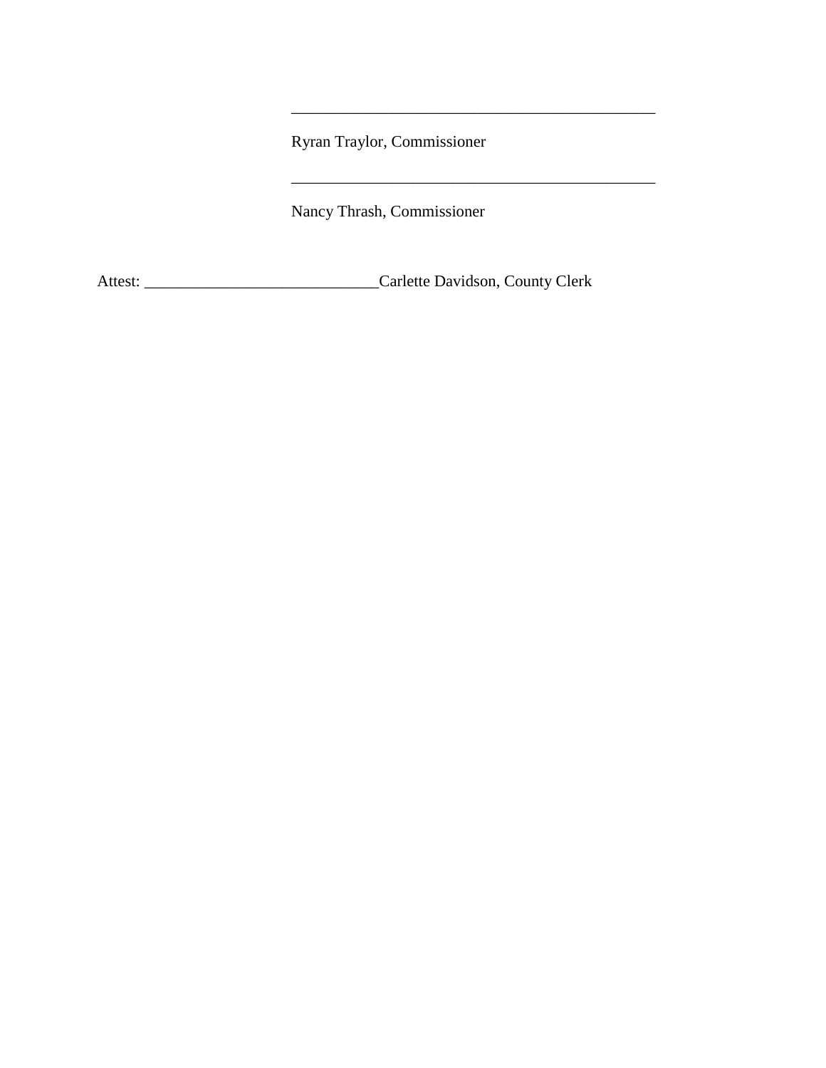_______________________________________________

Ryran Traylor, Commissioner

_______________________________________________

Nancy Thrash, Commissioner

Attest: _____________________________Carlette Davidson, County Clerk